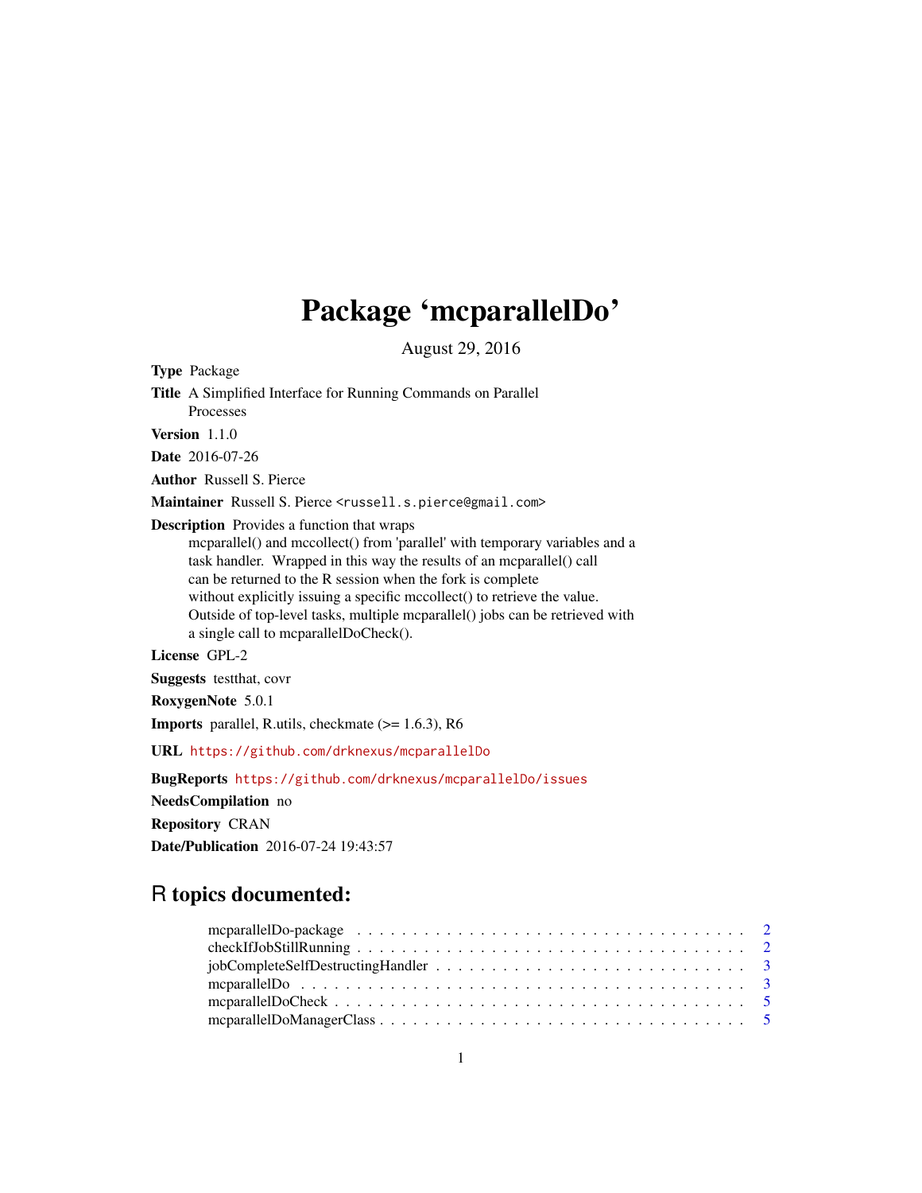# Package 'mcparallelDo'

August 29, 2016

**Type** Package

**Title** A Simplified Interface for Running Commands on Parallel Processes

**Version** 1.1.0

**Date** 2016-07-26

**Author** Russell S. Pierce

**Maintainer** Russell S. Pierce <russell.s.pierce@gmail.com>

**Description** Provides a function that wraps mcparallel() and mccollect() from 'parallel' with temporary variables and a task handler. Wrapped in this way the results of an mcparallel() call can be returned to the R session when the fork is complete without explicitly issuing a specific mccollect() to retrieve the value. Outside of top-level tasks, multiple mcparallel() jobs can be retrieved with a single call to mcparallelDoCheck().

**License** GPL-2

**Suggests** testthat, covr

**RoxygenNote** 5.0.1

**Imports** parallel, R.utils, checkmate (>= 1.6.3), R6

**URL** https://github.com/drknexus/mcparallelDo

**BugReports** https://github.com/drknexus/mcparallelDo/issues

**NeedsCompilation** no

**Repository** CRAN

**Date/Publication** 2016-07-24 19:43:57

## R topics documented:

- mcparallelDo-package . . . . . . . . . . . . . . . . . . . . . . . . . . . . . . . . . . 2
- checkIfJobStillRunning . . . . . . . . . . . . . . . . . . . . . . . . . . . . . . . . . 2
- jobCompleteSelfDestructingHandler . . . . . . . . . . . . . . . . . . . . . . . . . . . 3
- mcparallelDo . . . . . . . . . . . . . . . . . . . . . . . . . . . . . . . . . . . . . . 3
- mcparallelDoCheck . . . . . . . . . . . . . . . . . . . . . . . . . . . . . . . . . . . 5
- mcparallelDoManagerClass . . . . . . . . . . . . . . . . . . . . . . . . . . . . . . . 5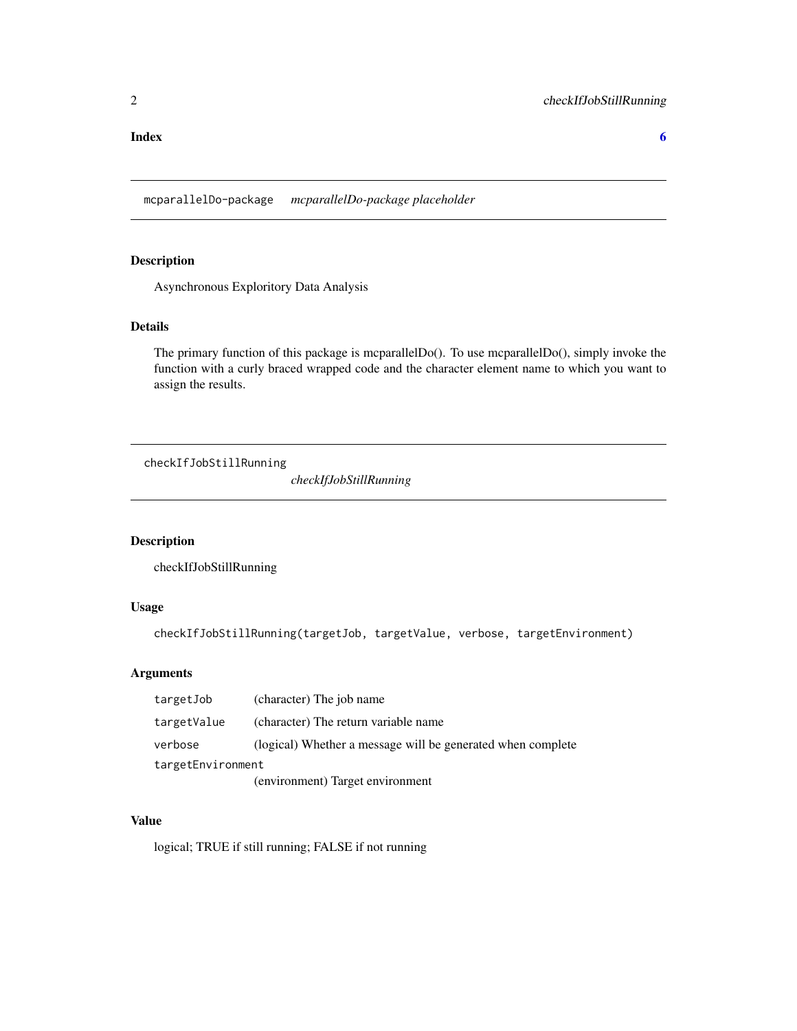**Index** **6**

## mcparallelDo-package *mcparallelDo-package placeholder*

### Description

Asynchronous Exploritory Data Analysis

### Details

The primary function of this package is mcparallelDo(). To use mcparallelDo(), simply invoke the function with a curly braced wrapped code and the character element name to which you want to assign the results.

## checkIfJobStillRunning *checkIfJobStillRunning*

### Description

checkIfJobStillRunning

### Usage

```
checkIfJobStillRunning(targetJob, targetValue, verbose, targetEnvironment)
```

### Arguments

| | |
|---|---|
| `targetJob` | (character) The job name |
| `targetValue` | (character) The return variable name |
| `verbose` | (logical) Whether a message will be generated when complete |
| `targetEnvironment` | (environment) Target environment |

### Value

logical; TRUE if still running; FALSE if not running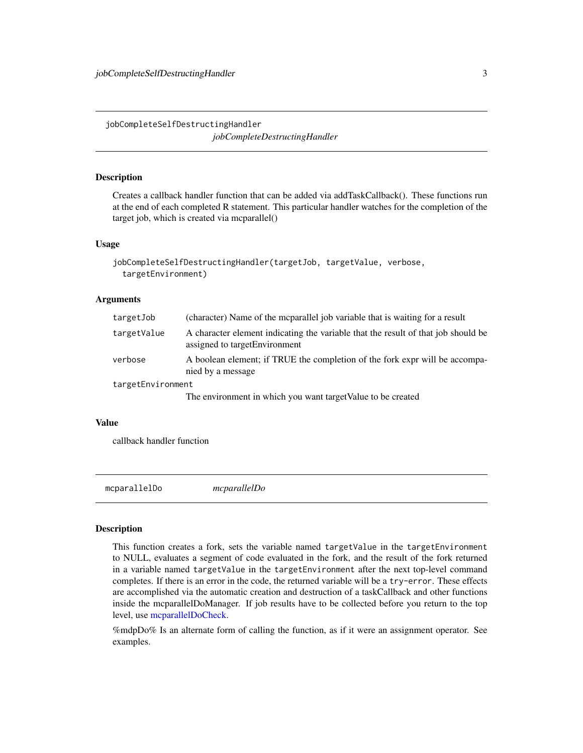## jobCompleteSelfDestructingHandler
*jobCompleteDestructingHandler*

### Description

Creates a callback handler function that can be added via addTaskCallback(). These functions run at the end of each completed R statement. This particular handler watches for the completion of the target job, which is created via mcparallel()

### Usage

```
jobCompleteSelfDestructingHandler(targetJob, targetValue, verbose,
  targetEnvironment)
```

### Arguments

| | |
|---|---|
| `targetJob` | (character) Name of the mcparallel job variable that is waiting for a result |
| `targetValue` | A character element indicating the variable that the result of that job should be assigned to targetEnvironment |
| `verbose` | A boolean element; if TRUE the completion of the fork expr will be accompanied by a message |
| `targetEnvironment` | The environment in which you want targetValue to be created |

### Value

callback handler function

## mcparallelDo
*mcparallelDo*

### Description

This function creates a fork, sets the variable named `targetValue` in the `targetEnvironment` to NULL, evaluates a segment of code evaluated in the fork, and the result of the fork returned in a variable named `targetValue` in the `targetEnvironment` after the next top-level command completes. If there is an error in the code, the returned variable will be a `try-error`. These effects are accomplished via the automatic creation and destruction of a taskCallback and other functions inside the mcparallelDoManager. If job results have to be collected before you return to the top level, use mcparallelDoCheck.

%mdpDo% Is an alternate form of calling the function, as if it were an assignment operator. See examples.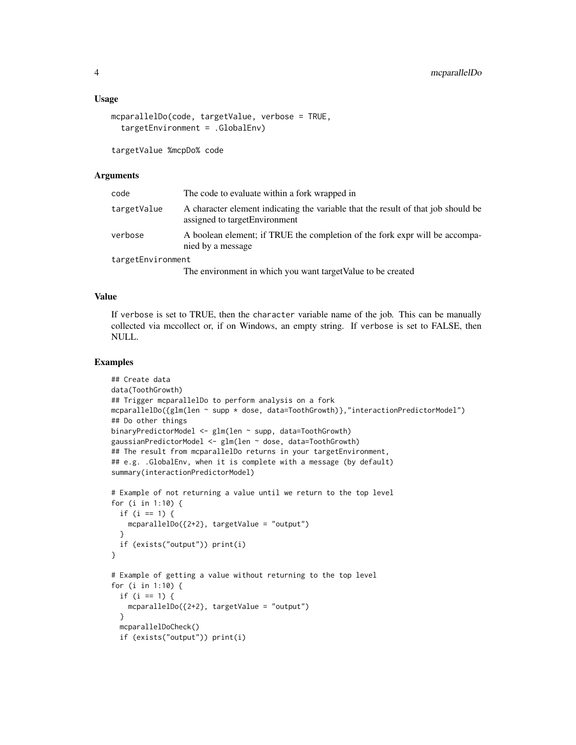## Usage

```
mcparallelDo(code, targetValue, verbose = TRUE,
  targetEnvironment = .GlobalEnv)

targetValue %mcpDo% code
```

## Arguments

| | |
|---|---|
| code | The code to evaluate within a fork wrapped in |
| targetValue | A character element indicating the variable that the result of that job should be assigned to targetEnvironment |
| verbose | A boolean element; if TRUE the completion of the fork expr will be accompanied by a message |
| targetEnvironment | The environment in which you want targetValue to be created |

## Value

If verbose is set to TRUE, then the character variable name of the job. This can be manually collected via mccollect or, if on Windows, an empty string. If verbose is set to FALSE, then NULL.

## Examples

```
## Create data
data(ToothGrowth)
## Trigger mcparallelDo to perform analysis on a fork
mcparallelDo({glm(len ~ supp * dose, data=ToothGrowth)},"interactionPredictorModel")
## Do other things
binaryPredictorModel <- glm(len ~ supp, data=ToothGrowth)
gaussianPredictorModel <- glm(len ~ dose, data=ToothGrowth)
## The result from mcparallelDo returns in your targetEnvironment,
## e.g. .GlobalEnv, when it is complete with a message (by default)
summary(interactionPredictorModel)

# Example of not returning a value until we return to the top level
for (i in 1:10) {
  if (i == 1) {
    mcparallelDo({2+2}, targetValue = "output")
  }
  if (exists("output")) print(i)
}

# Example of getting a value without returning to the top level
for (i in 1:10) {
  if (i == 1) {
    mcparallelDo({2+2}, targetValue = "output")
  }
  mcparallelDoCheck()
  if (exists("output")) print(i)
```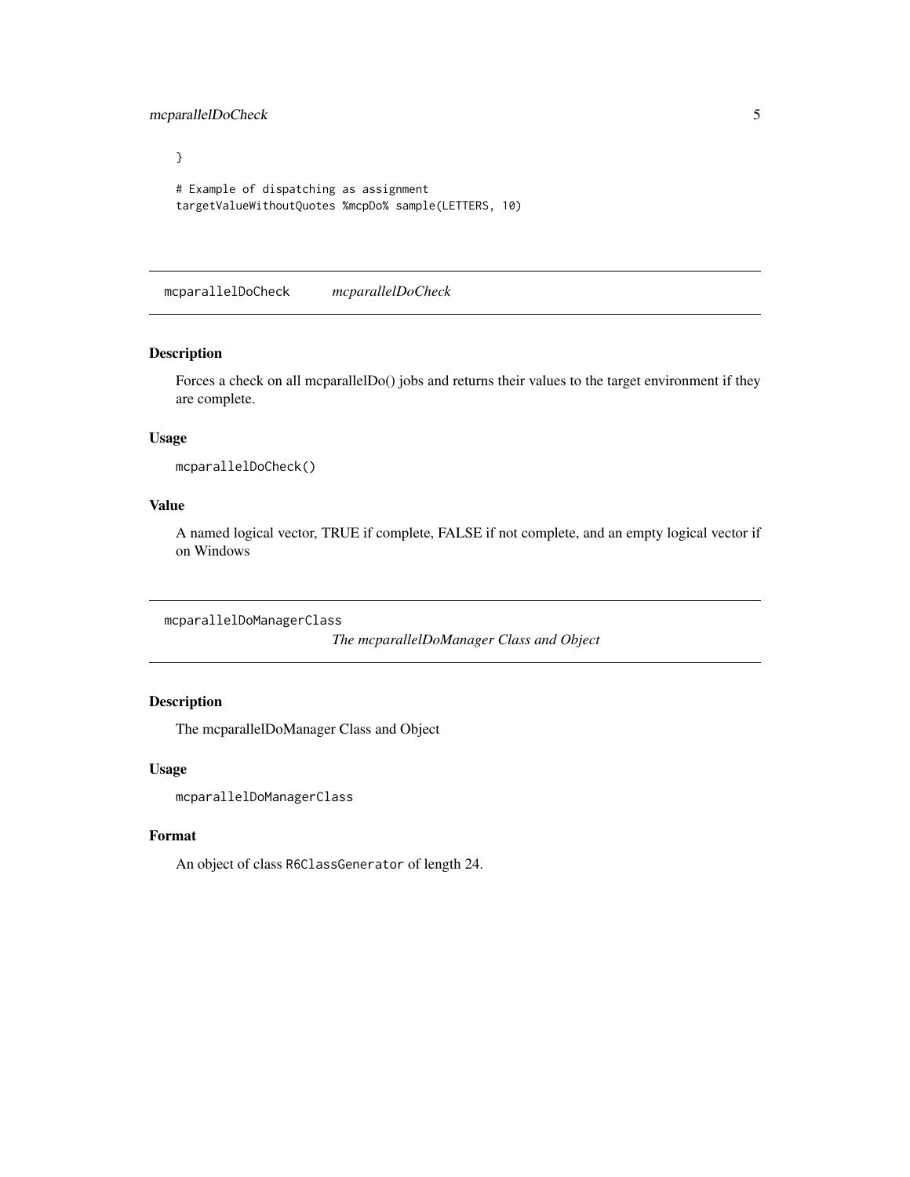```
}

# Example of dispatching as assignment
targetValueWithoutQuotes %mcpDo% sample(LETTERS, 10)
```

## mcparallelDoCheck *mcparallelDoCheck*

### Description

Forces a check on all mcparallelDo() jobs and returns their values to the target environment if they are complete.

### Usage

```
mcparallelDoCheck()
```

### Value

A named logical vector, TRUE if complete, FALSE if not complete, and an empty logical vector if on Windows

## mcparallelDoManagerClass *The mcparallelDoManager Class and Object*

### Description

The mcparallelDoManager Class and Object

### Usage

```
mcparallelDoManagerClass
```

### Format

An object of class `R6ClassGenerator` of length 24.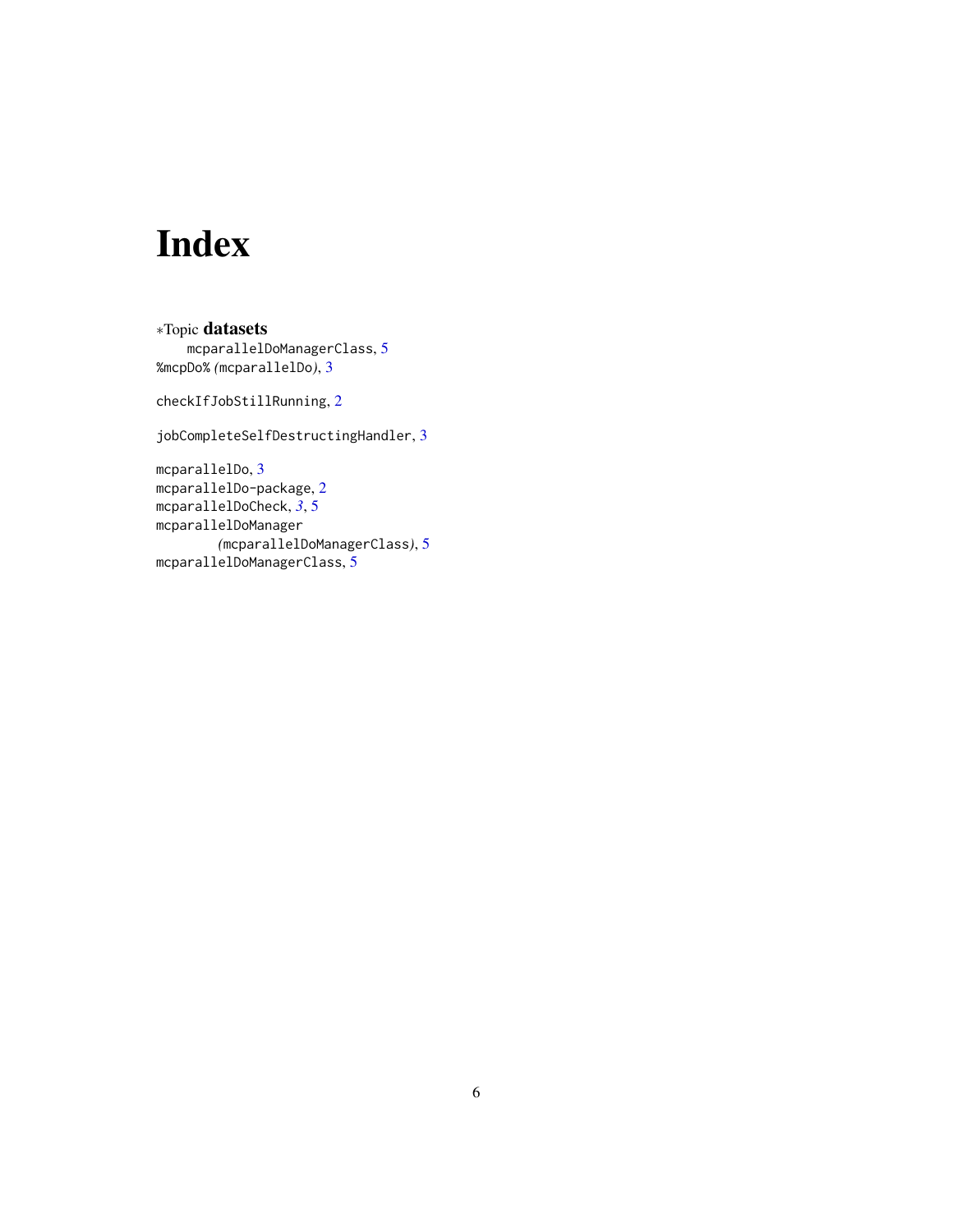# Index

*Topic **datasets**
    mcparallelDoManagerClass, 5
%mcpDo% *(*mcparallelDo*)*, 3

checkIfJobStillRunning, 2

jobCompleteSelfDestructingHandler, 3

mcparallelDo, 3
mcparallelDo-package, 2
mcparallelDoCheck, *3*, 5
mcparallelDoManager
        *(*mcparallelDoManagerClass*)*, 5
mcparallelDoManagerClass, 5